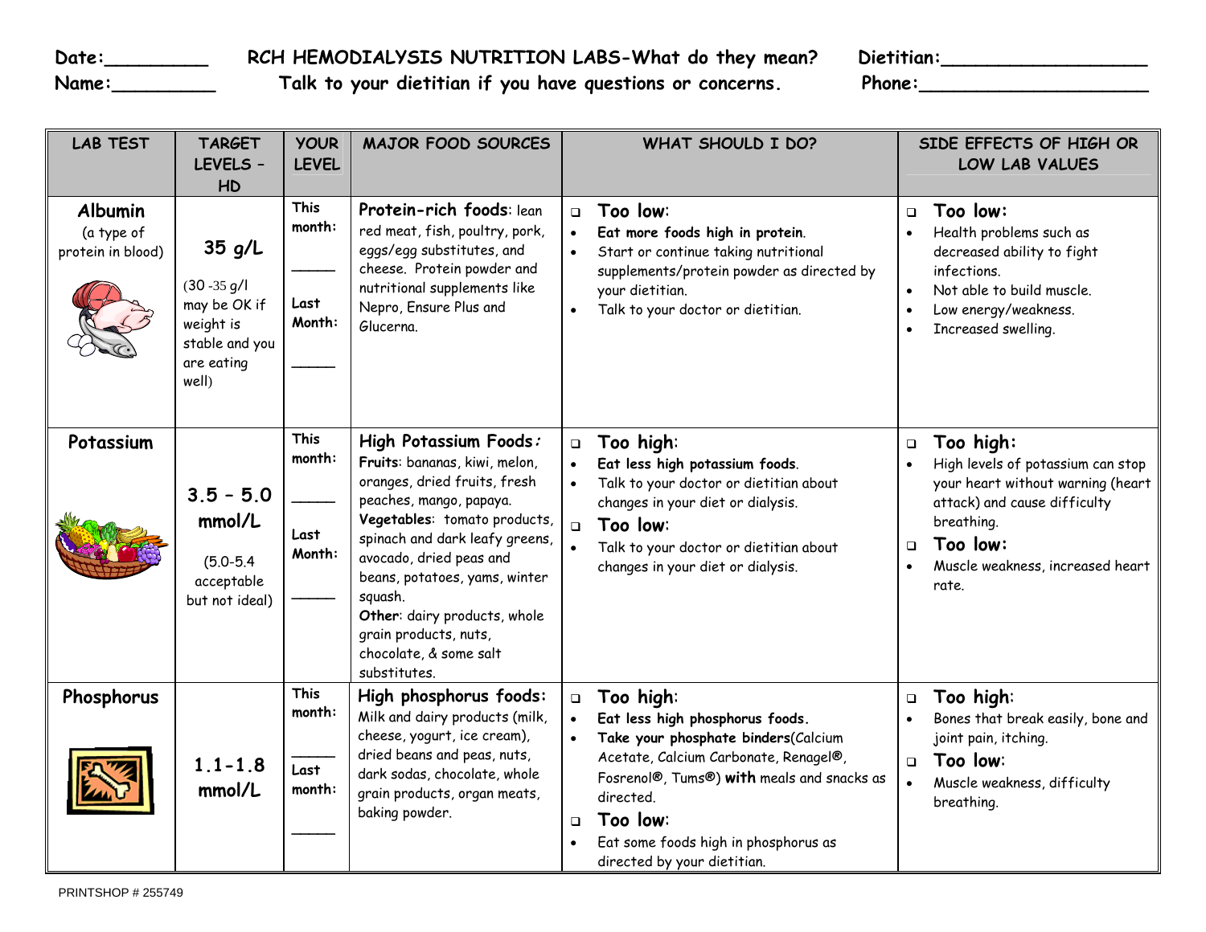Date:_________ **RCH HEMODIALYSIS NUTRITION LABS-What do they mean?** Dietitian:__________________

Name:_________ **Talk to your dietitian if you have questions or concerns.** Phone:____________________

| LAB TEST | TARGET LEVELS – HD | YOUR LEVEL | MAJOR FOOD SOURCES | WHAT SHOULD I DO? | SIDE EFFECTS OF HIGH OR LOW LAB VALUES |
|---|---|---|---|---|---|
| **Albumin** (a type of protein in blood) | **35 g/L** (30 -35 g/l may be OK if weight is stable and you are eating well) | This month: _____ Last Month: _____ | **Protein-rich foods**: lean red meat, fish, poultry, pork, eggs/egg substitutes, and cheese. Protein powder and nutritional supplements like Nepro, Ensure Plus and Glucerna. | ❑ **Too low**: • **Eat more foods high in protein**. • Start or continue taking nutritional supplements/protein powder as directed by your dietitian. • Talk to your doctor or dietitian. | ❑ **Too low:** • Health problems such as decreased ability to fight infections. • Not able to build muscle. • Low energy/weakness. • Increased swelling. |
| **Potassium** | **3.5 – 5.0 mmol/L** (5.0-5.4 acceptable but not ideal) | This month: _____ Last Month: _____ | **High Potassium Foods:** **Fruits**: bananas, kiwi, melon, oranges, dried fruits, fresh peaches, mango, papaya. **Vegetables**: tomato products, spinach and dark leafy greens, avocado, dried peas and beans, potatoes, yams, winter squash. **Other**: dairy products, whole grain products, nuts, chocolate, & some salt substitutes. | ❑ **Too high**: • **Eat less high potassium foods**. • Talk to your doctor or dietitian about changes in your diet or dialysis. ❑ **Too low**: • Talk to your doctor or dietitian about changes in your diet or dialysis. | ❑ **Too high:** • High levels of potassium can stop your heart without warning (heart attack) and cause difficulty breathing. ❑ **Too low:** • Muscle weakness, increased heart rate. |
| **Phosphorus** | **1.1-1.8 mmol/L** | This month: _____ Last month: _____ | **High phosphorus foods:** Milk and dairy products (milk, cheese, yogurt, ice cream), dried beans and peas, nuts, dark sodas, chocolate, whole grain products, organ meats, baking powder. | ❑ **Too high**: • **Eat less high phosphorus foods.** • **Take your phosphate binders**(Calcium Acetate, Calcium Carbonate, Renagel®, Fosrenol®, Tums®) **with** meals and snacks as directed. ❑ **Too low**: • Eat some foods high in phosphorus as directed by your dietitian. | ❑ **Too high**: • Bones that break easily, bone and joint pain, itching. ❑ **Too low**: • Muscle weakness, difficulty breathing. |

PRINTSHOP # 255749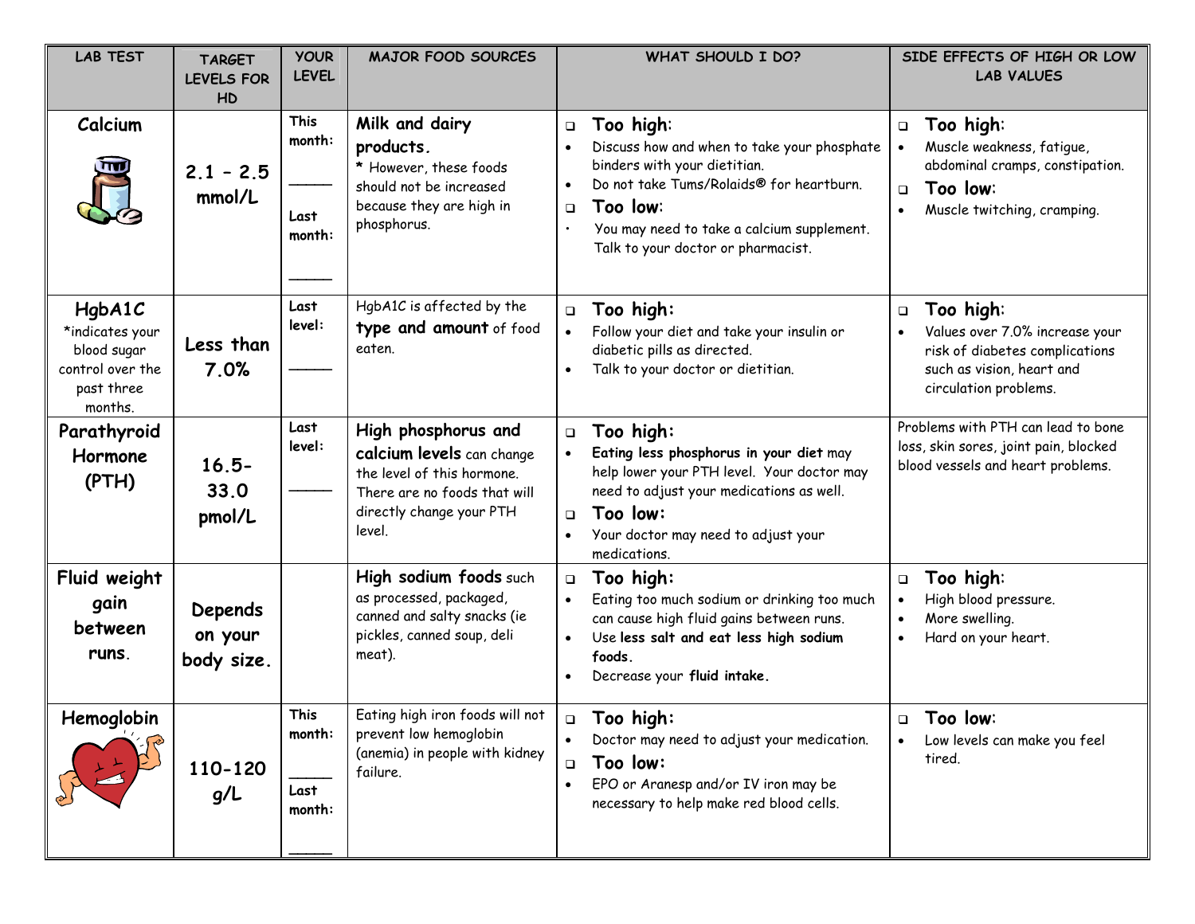| LAB TEST | TARGET LEVELS FOR HD | YOUR LEVEL | MAJOR FOOD SOURCES | WHAT SHOULD I DO? | SIDE EFFECTS OF HIGH OR LOW LAB VALUES |
|---|---|---|---|---|---|
| **Calcium** | 2.1 – 2.5 mmol/L | This month: _____ Last month: _____ | **Milk and dairy products.** * However, these foods should not be increased because they are high in phosphorus. | ❑ **Too high:** • Discuss how and when to take your phosphate binders with your dietitian. • Do not take Tums/Rolaids® for heartburn. ❑ **Too low:** • You may need to take a calcium supplement. Talk to your doctor or pharmacist. | ❑ **Too high:** • Muscle weakness, fatigue, abdominal cramps, constipation. ❑ **Too low:** • Muscle twitching, cramping. |
| **HgbA1C** *indicates your blood sugar control over the past three months. | Less than 7.0% | Last level: _____ | HgbA1C is affected by the **type and amount** of food eaten. | ❑ **Too high:** • Follow your diet and take your insulin or diabetic pills as directed. • Talk to your doctor or dietitian. | ❑ **Too high:** • Values over 7.0% increase your risk of diabetes complications such as vision, heart and circulation problems. |
| **Parathyroid Hormone (PTH)** | 16.5-33.0 pmol/L | Last level: _____ | **High phosphorus and calcium levels** can change the level of this hormone. There are no foods that will directly change your PTH level. | ❑ **Too high:** • **Eating less phosphorus in your diet** may help lower your PTH level. Your doctor may need to adjust your medications as well. ❑ **Too low:** • Your doctor may need to adjust your medications. | Problems with PTH can lead to bone loss, skin sores, joint pain, blocked blood vessels and heart problems. |
| **Fluid weight gain between runs.** | Depends on your body size. | | **High sodium foods** such as processed, packaged, canned and salty snacks (ie pickles, canned soup, deli meat). | ❑ **Too high:** • Eating too much sodium or drinking too much can cause high fluid gains between runs. • Use **less salt and eat less high sodium foods.** • Decrease your **fluid intake.** | ❑ **Too high:** • High blood pressure. • More swelling. • Hard on your heart. |
| **Hemoglobin** | 110-120 g/L | This month: _____ Last month: _____ | Eating high iron foods will not prevent low hemoglobin (anemia) in people with kidney failure. | ❑ **Too high:** • Doctor may need to adjust your medication. ❑ **Too low:** • EPO or Aranesp and/or IV iron may be necessary to help make red blood cells. | ❑ **Too low:** • Low levels can make you feel tired. |